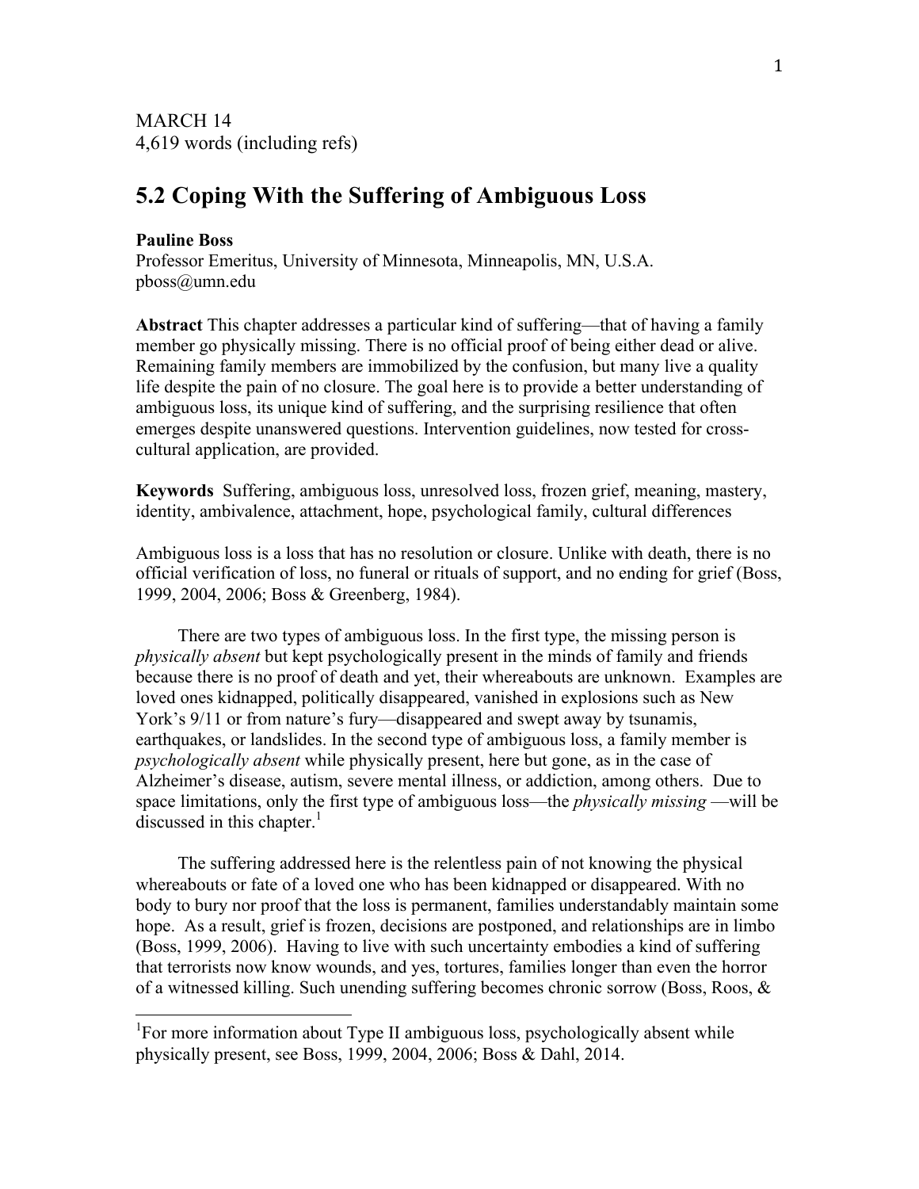MARCH 14
4,619 words (including refs)

## 5.2 Coping With the Suffering of Ambiguous Loss

**Pauline Boss**
Professor Emeritus, University of Minnesota, Minneapolis, MN, U.S.A.
pboss@umn.edu

**Abstract** This chapter addresses a particular kind of suffering—that of having a family member go physically missing. There is no official proof of being either dead or alive. Remaining family members are immobilized by the confusion, but many live a quality life despite the pain of no closure. The goal here is to provide a better understanding of ambiguous loss, its unique kind of suffering, and the surprising resilience that often emerges despite unanswered questions. Intervention guidelines, now tested for cross-cultural application, are provided.

**Keywords** Suffering, ambiguous loss, unresolved loss, frozen grief, meaning, mastery, identity, ambivalence, attachment, hope, psychological family, cultural differences

Ambiguous loss is a loss that has no resolution or closure. Unlike with death, there is no official verification of loss, no funeral or rituals of support, and no ending for grief (Boss, 1999, 2004, 2006; Boss & Greenberg, 1984).

There are two types of ambiguous loss. In the first type, the missing person is *physically absent* but kept psychologically present in the minds of family and friends because there is no proof of death and yet, their whereabouts are unknown. Examples are loved ones kidnapped, politically disappeared, vanished in explosions such as New York's 9/11 or from nature's fury—disappeared and swept away by tsunamis, earthquakes, or landslides. In the second type of ambiguous loss, a family member is *psychologically absent* while physically present, here but gone, as in the case of Alzheimer's disease, autism, severe mental illness, or addiction, among others. Due to space limitations, only the first type of ambiguous loss—the *physically missing* —will be discussed in this chapter.[1]

The suffering addressed here is the relentless pain of not knowing the physical whereabouts or fate of a loved one who has been kidnapped or disappeared. With no body to bury nor proof that the loss is permanent, families understandably maintain some hope. As a result, grief is frozen, decisions are postponed, and relationships are in limbo (Boss, 1999, 2006). Having to live with such uncertainty embodies a kind of suffering that terrorists now know wounds, and yes, tortures, families longer than even the horror of a witnessed killing. Such unending suffering becomes chronic sorrow (Boss, Roos, &

[1]For more information about Type II ambiguous loss, psychologically absent while physically present, see Boss, 1999, 2004, 2006; Boss & Dahl, 2014.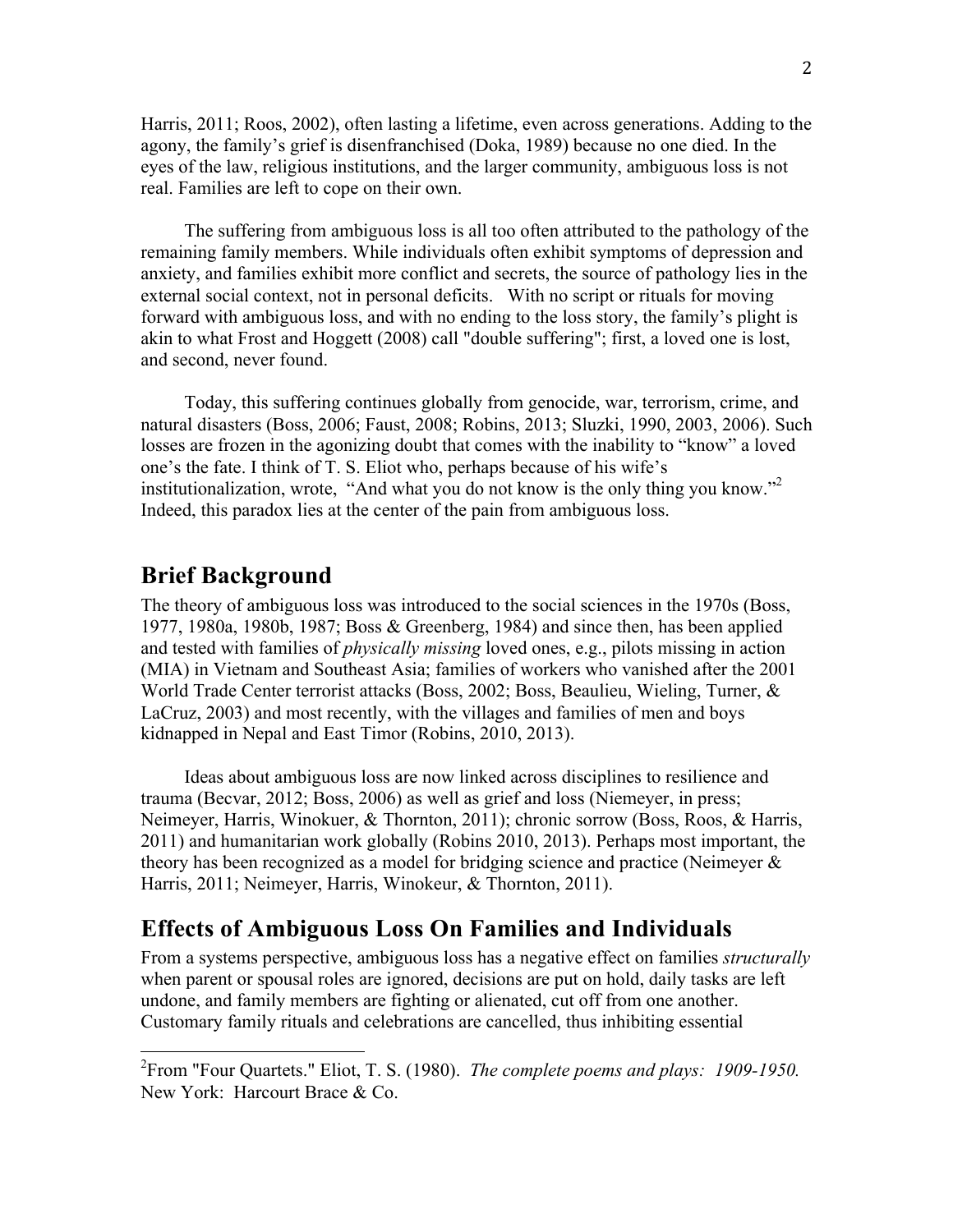Harris, 2011; Roos, 2002), often lasting a lifetime, even across generations. Adding to the agony, the family's grief is disenfranchised (Doka, 1989) because no one died. In the eyes of the law, religious institutions, and the larger community, ambiguous loss is not real. Families are left to cope on their own.

The suffering from ambiguous loss is all too often attributed to the pathology of the remaining family members. While individuals often exhibit symptoms of depression and anxiety, and families exhibit more conflict and secrets, the source of pathology lies in the external social context, not in personal deficits. With no script or rituals for moving forward with ambiguous loss, and with no ending to the loss story, the family's plight is akin to what Frost and Hoggett (2008) call "double suffering"; first, a loved one is lost, and second, never found.

Today, this suffering continues globally from genocide, war, terrorism, crime, and natural disasters (Boss, 2006; Faust, 2008; Robins, 2013; Sluzki, 1990, 2003, 2006). Such losses are frozen in the agonizing doubt that comes with the inability to "know" a loved one's the fate. I think of T. S. Eliot who, perhaps because of his wife's institutionalization, wrote, "And what you do not know is the only thing you know."[2] Indeed, this paradox lies at the center of the pain from ambiguous loss.

## Brief Background

The theory of ambiguous loss was introduced to the social sciences in the 1970s (Boss, 1977, 1980a, 1980b, 1987; Boss & Greenberg, 1984) and since then, has been applied and tested with families of *physically missing* loved ones, e.g., pilots missing in action (MIA) in Vietnam and Southeast Asia; families of workers who vanished after the 2001 World Trade Center terrorist attacks (Boss, 2002; Boss, Beaulieu, Wieling, Turner, & LaCruz, 2003) and most recently, with the villages and families of men and boys kidnapped in Nepal and East Timor (Robins, 2010, 2013).

Ideas about ambiguous loss are now linked across disciplines to resilience and trauma (Becvar, 2012; Boss, 2006) as well as grief and loss (Niemeyer, in press; Neimeyer, Harris, Winokuer, & Thornton, 2011); chronic sorrow (Boss, Roos, & Harris, 2011) and humanitarian work globally (Robins 2010, 2013). Perhaps most important, the theory has been recognized as a model for bridging science and practice (Neimeyer & Harris, 2011; Neimeyer, Harris, Winokeur, & Thornton, 2011).

## Effects of Ambiguous Loss On Families and Individuals

From a systems perspective, ambiguous loss has a negative effect on families *structurally* when parent or spousal roles are ignored, decisions are put on hold, daily tasks are left undone, and family members are fighting or alienated, cut off from one another. Customary family rituals and celebrations are cancelled, thus inhibiting essential

[2] From "Four Quartets." Eliot, T. S. (1980). *The complete poems and plays: 1909-1950.* New York: Harcourt Brace & Co.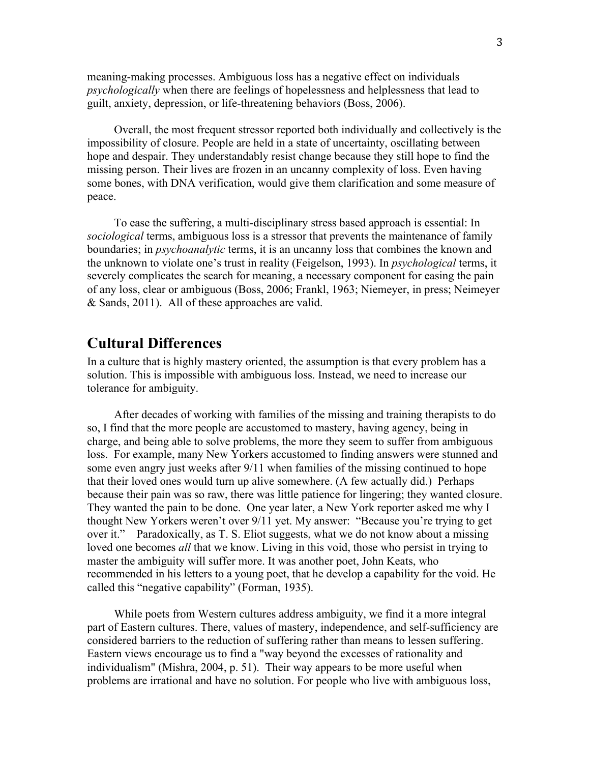meaning-making processes. Ambiguous loss has a negative effect on individuals *psychologically* when there are feelings of hopelessness and helplessness that lead to guilt, anxiety, depression, or life-threatening behaviors (Boss, 2006).

Overall, the most frequent stressor reported both individually and collectively is the impossibility of closure. People are held in a state of uncertainty, oscillating between hope and despair. They understandably resist change because they still hope to find the missing person. Their lives are frozen in an uncanny complexity of loss. Even having some bones, with DNA verification, would give them clarification and some measure of peace.

To ease the suffering, a multi-disciplinary stress based approach is essential: In *sociological* terms, ambiguous loss is a stressor that prevents the maintenance of family boundaries; in *psychoanalytic* terms, it is an uncanny loss that combines the known and the unknown to violate one's trust in reality (Feigelson, 1993). In *psychological* terms, it severely complicates the search for meaning, a necessary component for easing the pain of any loss, clear or ambiguous (Boss, 2006; Frankl, 1963; Niemeyer, in press; Neimeyer & Sands, 2011). All of these approaches are valid.

## Cultural Differences

In a culture that is highly mastery oriented, the assumption is that every problem has a solution. This is impossible with ambiguous loss. Instead, we need to increase our tolerance for ambiguity.

After decades of working with families of the missing and training therapists to do so, I find that the more people are accustomed to mastery, having agency, being in charge, and being able to solve problems, the more they seem to suffer from ambiguous loss. For example, many New Yorkers accustomed to finding answers were stunned and some even angry just weeks after 9/11 when families of the missing continued to hope that their loved ones would turn up alive somewhere. (A few actually did.) Perhaps because their pain was so raw, there was little patience for lingering; they wanted closure. They wanted the pain to be done. One year later, a New York reporter asked me why I thought New Yorkers weren't over 9/11 yet. My answer: "Because you're trying to get over it." Paradoxically, as T. S. Eliot suggests, what we do not know about a missing loved one becomes *all* that we know. Living in this void, those who persist in trying to master the ambiguity will suffer more. It was another poet, John Keats, who recommended in his letters to a young poet, that he develop a capability for the void. He called this "negative capability" (Forman, 1935).

While poets from Western cultures address ambiguity, we find it a more integral part of Eastern cultures. There, values of mastery, independence, and self-sufficiency are considered barriers to the reduction of suffering rather than means to lessen suffering. Eastern views encourage us to find a "way beyond the excesses of rationality and individualism" (Mishra, 2004, p. 51). Their way appears to be more useful when problems are irrational and have no solution. For people who live with ambiguous loss,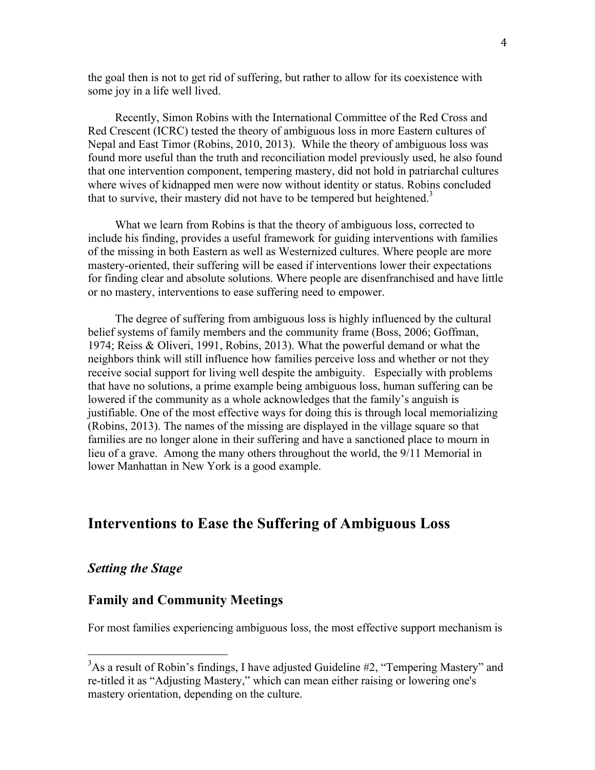the goal then is not to get rid of suffering, but rather to allow for its coexistence with some joy in a life well lived.

Recently, Simon Robins with the International Committee of the Red Cross and Red Crescent (ICRC) tested the theory of ambiguous loss in more Eastern cultures of Nepal and East Timor (Robins, 2010, 2013). While the theory of ambiguous loss was found more useful than the truth and reconciliation model previously used, he also found that one intervention component, tempering mastery, did not hold in patriarchal cultures where wives of kidnapped men were now without identity or status. Robins concluded that to survive, their mastery did not have to be tempered but heightened.[3]

What we learn from Robins is that the theory of ambiguous loss, corrected to include his finding, provides a useful framework for guiding interventions with families of the missing in both Eastern as well as Westernized cultures. Where people are more mastery-oriented, their suffering will be eased if interventions lower their expectations for finding clear and absolute solutions. Where people are disenfranchised and have little or no mastery, interventions to ease suffering need to empower.

The degree of suffering from ambiguous loss is highly influenced by the cultural belief systems of family members and the community frame (Boss, 2006; Goffman, 1974; Reiss & Oliveri, 1991, Robins, 2013). What the powerful demand or what the neighbors think will still influence how families perceive loss and whether or not they receive social support for living well despite the ambiguity. Especially with problems that have no solutions, a prime example being ambiguous loss, human suffering can be lowered if the community as a whole acknowledges that the family's anguish is justifiable. One of the most effective ways for doing this is through local memorializing (Robins, 2013). The names of the missing are displayed in the village square so that families are no longer alone in their suffering and have a sanctioned place to mourn in lieu of a grave. Among the many others throughout the world, the 9/11 Memorial in lower Manhattan in New York is a good example.

## Interventions to Ease the Suffering of Ambiguous Loss

### *Setting the Stage*

### Family and Community Meetings

For most families experiencing ambiguous loss, the most effective support mechanism is

---

[3] As a result of Robin's findings, I have adjusted Guideline #2, "Tempering Mastery" and re-titled it as "Adjusting Mastery," which can mean either raising or lowering one's mastery orientation, depending on the culture.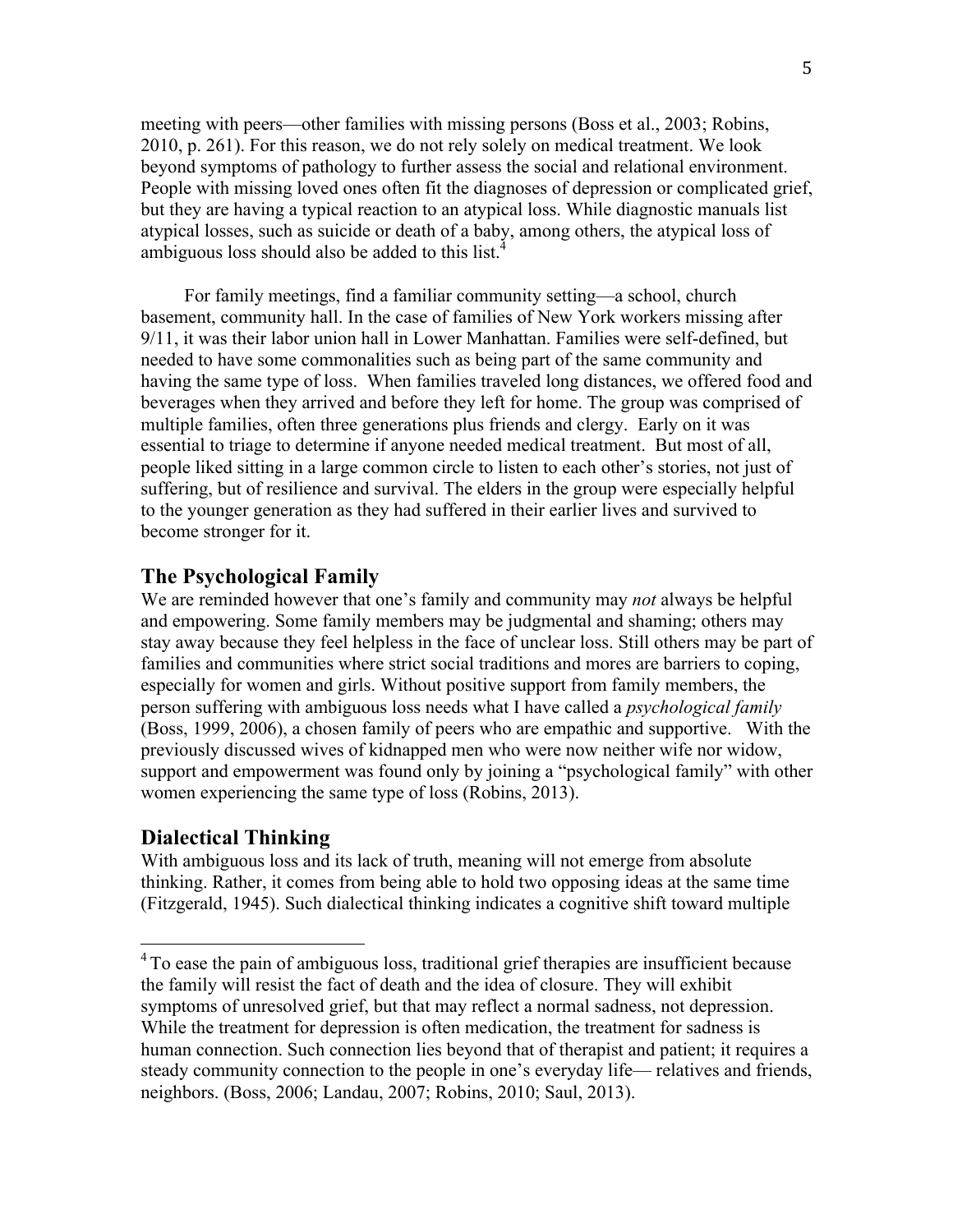meeting with peers—other families with missing persons (Boss et al., 2003; Robins, 2010, p. 261). For this reason, we do not rely solely on medical treatment. We look beyond symptoms of pathology to further assess the social and relational environment. People with missing loved ones often fit the diagnoses of depression or complicated grief, but they are having a typical reaction to an atypical loss. While diagnostic manuals list atypical losses, such as suicide or death of a baby, among others, the atypical loss of ambiguous loss should also be added to this list.[4]

For family meetings, find a familiar community setting—a school, church basement, community hall. In the case of families of New York workers missing after 9/11, it was their labor union hall in Lower Manhattan. Families were self-defined, but needed to have some commonalities such as being part of the same community and having the same type of loss. When families traveled long distances, we offered food and beverages when they arrived and before they left for home. The group was comprised of multiple families, often three generations plus friends and clergy. Early on it was essential to triage to determine if anyone needed medical treatment. But most of all, people liked sitting in a large common circle to listen to each other's stories, not just of suffering, but of resilience and survival. The elders in the group were especially helpful to the younger generation as they had suffered in their earlier lives and survived to become stronger for it.

## The Psychological Family

We are reminded however that one's family and community may *not* always be helpful and empowering. Some family members may be judgmental and shaming; others may stay away because they feel helpless in the face of unclear loss. Still others may be part of families and communities where strict social traditions and mores are barriers to coping, especially for women and girls. Without positive support from family members, the person suffering with ambiguous loss needs what I have called a *psychological family* (Boss, 1999, 2006), a chosen family of peers who are empathic and supportive. With the previously discussed wives of kidnapped men who were now neither wife nor widow, support and empowerment was found only by joining a "psychological family" with other women experiencing the same type of loss (Robins, 2013).

## Dialectical Thinking

With ambiguous loss and its lack of truth, meaning will not emerge from absolute thinking. Rather, it comes from being able to hold two opposing ideas at the same time (Fitzgerald, 1945). Such dialectical thinking indicates a cognitive shift toward multiple

---

[4] To ease the pain of ambiguous loss, traditional grief therapies are insufficient because the family will resist the fact of death and the idea of closure. They will exhibit symptoms of unresolved grief, but that may reflect a normal sadness, not depression. While the treatment for depression is often medication, the treatment for sadness is human connection. Such connection lies beyond that of therapist and patient; it requires a steady community connection to the people in one's everyday life— relatives and friends, neighbors. (Boss, 2006; Landau, 2007; Robins, 2010; Saul, 2013).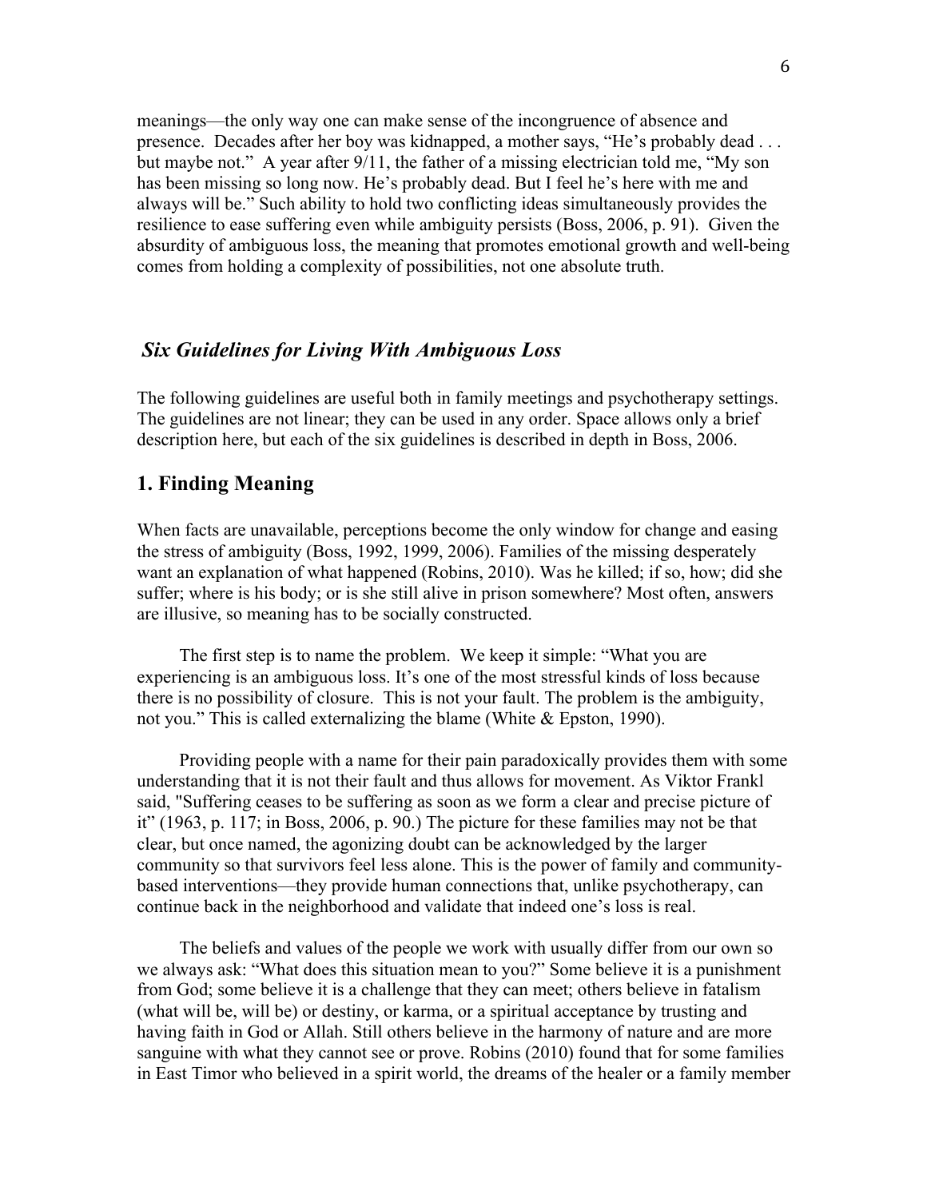meanings—the only way one can make sense of the incongruence of absence and presence. Decades after her boy was kidnapped, a mother says, "He's probably dead . . . but maybe not." A year after 9/11, the father of a missing electrician told me, "My son has been missing so long now. He's probably dead. But I feel he's here with me and always will be." Such ability to hold two conflicting ideas simultaneously provides the resilience to ease suffering even while ambiguity persists (Boss, 2006, p. 91). Given the absurdity of ambiguous loss, the meaning that promotes emotional growth and well-being comes from holding a complexity of possibilities, not one absolute truth.

## *Six Guidelines for Living With Ambiguous Loss*

The following guidelines are useful both in family meetings and psychotherapy settings. The guidelines are not linear; they can be used in any order. Space allows only a brief description here, but each of the six guidelines is described in depth in Boss, 2006.

## 1. Finding Meaning

When facts are unavailable, perceptions become the only window for change and easing the stress of ambiguity (Boss, 1992, 1999, 2006). Families of the missing desperately want an explanation of what happened (Robins, 2010). Was he killed; if so, how; did she suffer; where is his body; or is she still alive in prison somewhere? Most often, answers are illusive, so meaning has to be socially constructed.

The first step is to name the problem. We keep it simple: "What you are experiencing is an ambiguous loss. It's one of the most stressful kinds of loss because there is no possibility of closure. This is not your fault. The problem is the ambiguity, not you." This is called externalizing the blame (White & Epston, 1990).

Providing people with a name for their pain paradoxically provides them with some understanding that it is not their fault and thus allows for movement. As Viktor Frankl said, "Suffering ceases to be suffering as soon as we form a clear and precise picture of it" (1963, p. 117; in Boss, 2006, p. 90.) The picture for these families may not be that clear, but once named, the agonizing doubt can be acknowledged by the larger community so that survivors feel less alone. This is the power of family and community-based interventions—they provide human connections that, unlike psychotherapy, can continue back in the neighborhood and validate that indeed one's loss is real.

The beliefs and values of the people we work with usually differ from our own so we always ask: "What does this situation mean to you?" Some believe it is a punishment from God; some believe it is a challenge that they can meet; others believe in fatalism (what will be, will be) or destiny, or karma, or a spiritual acceptance by trusting and having faith in God or Allah. Still others believe in the harmony of nature and are more sanguine with what they cannot see or prove. Robins (2010) found that for some families in East Timor who believed in a spirit world, the dreams of the healer or a family member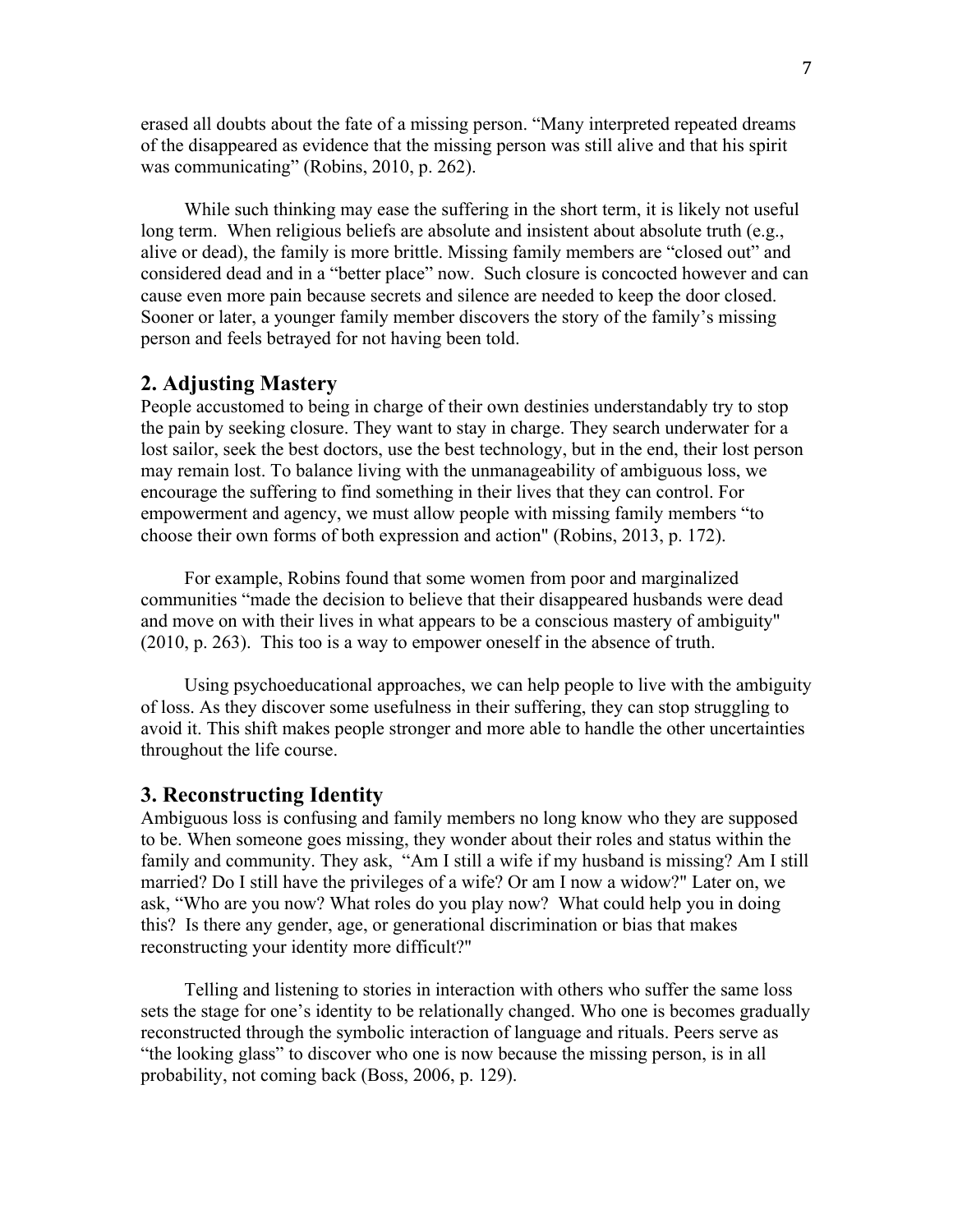erased all doubts about the fate of a missing person. "Many interpreted repeated dreams of the disappeared as evidence that the missing person was still alive and that his spirit was communicating" (Robins, 2010, p. 262).

While such thinking may ease the suffering in the short term, it is likely not useful long term. When religious beliefs are absolute and insistent about absolute truth (e.g., alive or dead), the family is more brittle. Missing family members are "closed out" and considered dead and in a "better place" now. Such closure is concocted however and can cause even more pain because secrets and silence are needed to keep the door closed. Sooner or later, a younger family member discovers the story of the family's missing person and feels betrayed for not having been told.

## 2. Adjusting Mastery

People accustomed to being in charge of their own destinies understandably try to stop the pain by seeking closure. They want to stay in charge. They search underwater for a lost sailor, seek the best doctors, use the best technology, but in the end, their lost person may remain lost. To balance living with the unmanageability of ambiguous loss, we encourage the suffering to find something in their lives that they can control. For empowerment and agency, we must allow people with missing family members "to choose their own forms of both expression and action" (Robins, 2013, p. 172).

For example, Robins found that some women from poor and marginalized communities "made the decision to believe that their disappeared husbands were dead and move on with their lives in what appears to be a conscious mastery of ambiguity" (2010, p. 263). This too is a way to empower oneself in the absence of truth.

Using psychoeducational approaches, we can help people to live with the ambiguity of loss. As they discover some usefulness in their suffering, they can stop struggling to avoid it. This shift makes people stronger and more able to handle the other uncertainties throughout the life course.

## 3. Reconstructing Identity

Ambiguous loss is confusing and family members no long know who they are supposed to be. When someone goes missing, they wonder about their roles and status within the family and community. They ask, "Am I still a wife if my husband is missing? Am I still married? Do I still have the privileges of a wife? Or am I now a widow?" Later on, we ask, "Who are you now? What roles do you play now? What could help you in doing this? Is there any gender, age, or generational discrimination or bias that makes reconstructing your identity more difficult?"

Telling and listening to stories in interaction with others who suffer the same loss sets the stage for one's identity to be relationally changed. Who one is becomes gradually reconstructed through the symbolic interaction of language and rituals. Peers serve as "the looking glass" to discover who one is now because the missing person, is in all probability, not coming back (Boss, 2006, p. 129).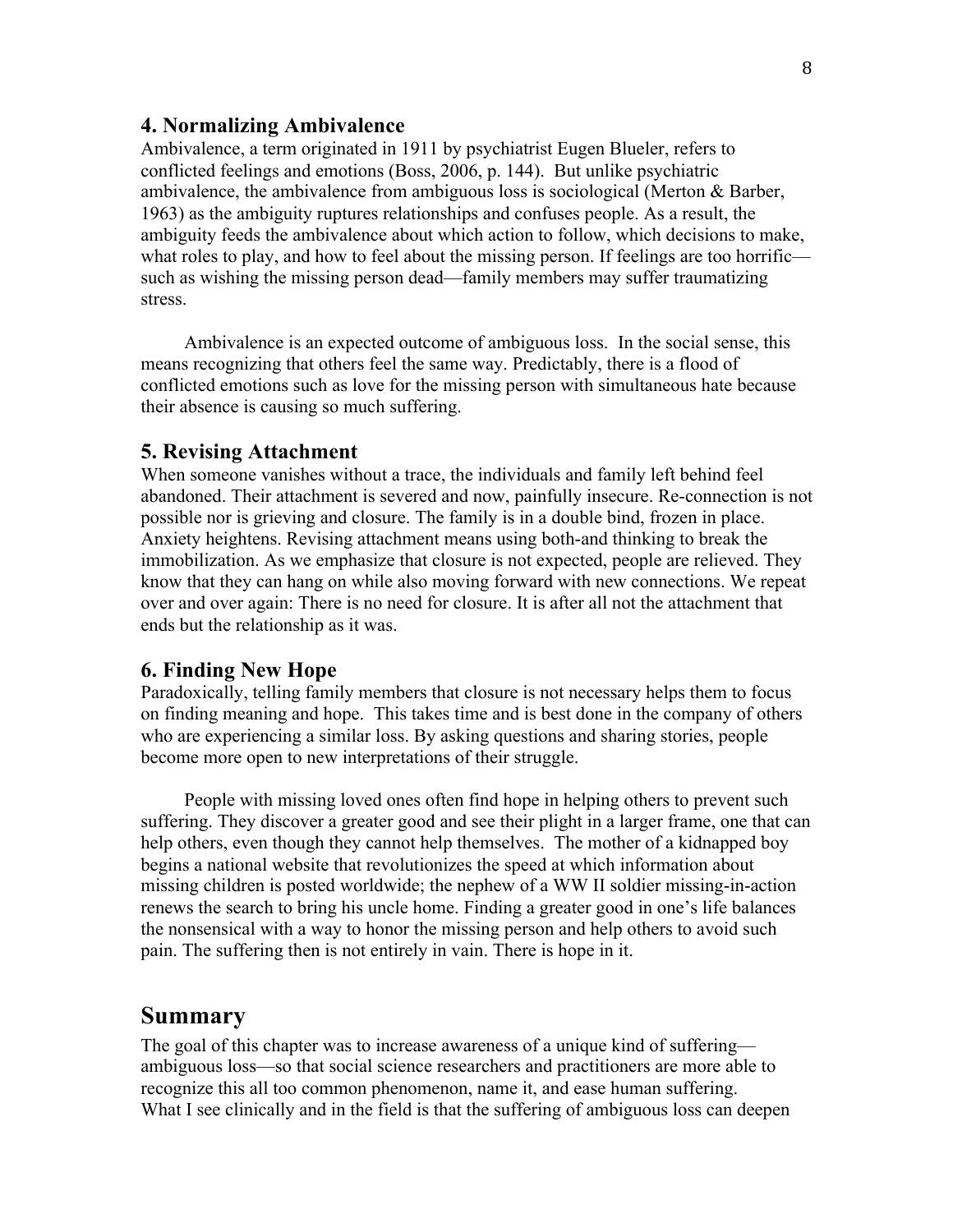### 4. Normalizing Ambivalence

Ambivalence, a term originated in 1911 by psychiatrist Eugen Blueler, refers to conflicted feelings and emotions (Boss, 2006, p. 144). But unlike psychiatric ambivalence, the ambivalence from ambiguous loss is sociological (Merton & Barber, 1963) as the ambiguity ruptures relationships and confuses people. As a result, the ambiguity feeds the ambivalence about which action to follow, which decisions to make, what roles to play, and how to feel about the missing person. If feelings are too horrific—such as wishing the missing person dead—family members may suffer traumatizing stress.

Ambivalence is an expected outcome of ambiguous loss. In the social sense, this means recognizing that others feel the same way. Predictably, there is a flood of conflicted emotions such as love for the missing person with simultaneous hate because their absence is causing so much suffering.

### 5. Revising Attachment

When someone vanishes without a trace, the individuals and family left behind feel abandoned. Their attachment is severed and now, painfully insecure. Re-connection is not possible nor is grieving and closure. The family is in a double bind, frozen in place. Anxiety heightens. Revising attachment means using both-and thinking to break the immobilization. As we emphasize that closure is not expected, people are relieved. They know that they can hang on while also moving forward with new connections. We repeat over and over again: There is no need for closure. It is after all not the attachment that ends but the relationship as it was.

### 6. Finding New Hope

Paradoxically, telling family members that closure is not necessary helps them to focus on finding meaning and hope. This takes time and is best done in the company of others who are experiencing a similar loss. By asking questions and sharing stories, people become more open to new interpretations of their struggle.

People with missing loved ones often find hope in helping others to prevent such suffering. They discover a greater good and see their plight in a larger frame, one that can help others, even though they cannot help themselves. The mother of a kidnapped boy begins a national website that revolutionizes the speed at which information about missing children is posted worldwide; the nephew of a WW II soldier missing-in-action renews the search to bring his uncle home. Finding a greater good in one's life balances the nonsensical with a way to honor the missing person and help others to avoid such pain. The suffering then is not entirely in vain. There is hope in it.

## Summary

The goal of this chapter was to increase awareness of a unique kind of suffering—ambiguous loss—so that social science researchers and practitioners are more able to recognize this all too common phenomenon, name it, and ease human suffering.
What I see clinically and in the field is that the suffering of ambiguous loss can deepen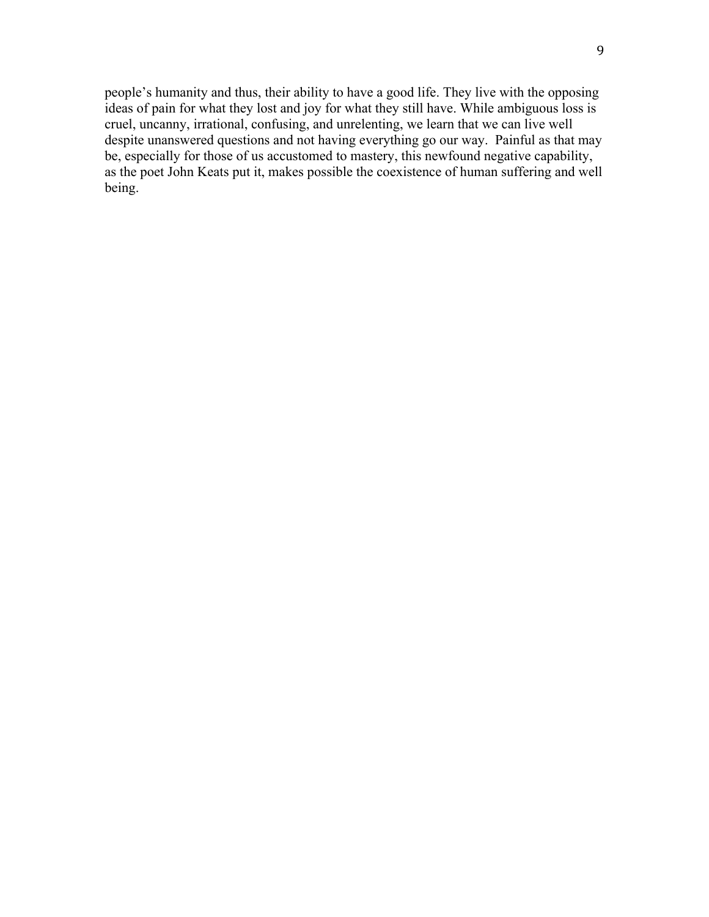people's humanity and thus, their ability to have a good life. They live with the opposing ideas of pain for what they lost and joy for what they still have. While ambiguous loss is cruel, uncanny, irrational, confusing, and unrelenting, we learn that we can live well despite unanswered questions and not having everything go our way. Painful as that may be, especially for those of us accustomed to mastery, this newfound negative capability, as the poet John Keats put it, makes possible the coexistence of human suffering and well being.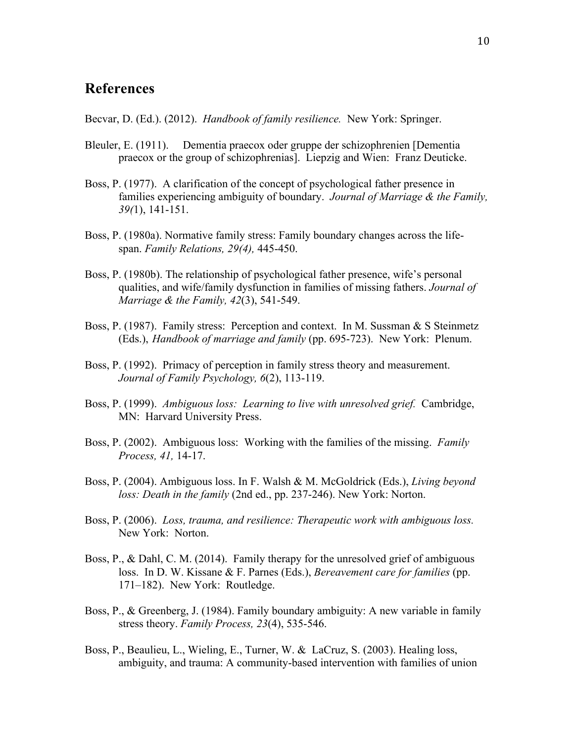## References

Becvar, D. (Ed.). (2012). *Handbook of family resilience.* New York: Springer.

Bleuler, E. (1911). Dementia praecox oder gruppe der schizophrenien [Dementia praecox or the group of schizophrenias]. Liepzig and Wien: Franz Deuticke.

Boss, P. (1977). A clarification of the concept of psychological father presence in families experiencing ambiguity of boundary. *Journal of Marriage & the Family, 39(*1), 141-151.

Boss, P. (1980a). Normative family stress: Family boundary changes across the life-span. *Family Relations, 29(4),* 445-450.

Boss, P. (1980b). The relationship of psychological father presence, wife's personal qualities, and wife/family dysfunction in families of missing fathers. *Journal of Marriage & the Family, 42*(3), 541-549.

Boss, P. (1987). Family stress: Perception and context. In M. Sussman & S Steinmetz (Eds.), *Handbook of marriage and family* (pp. 695-723). New York: Plenum.

Boss, P. (1992). Primacy of perception in family stress theory and measurement. *Journal of Family Psychology, 6*(2), 113-119.

Boss, P. (1999). *Ambiguous loss: Learning to live with unresolved grief.* Cambridge, MN: Harvard University Press.

Boss, P. (2002). Ambiguous loss: Working with the families of the missing. *Family Process, 41,* 14-17.

Boss, P. (2004). Ambiguous loss. In F. Walsh & M. McGoldrick (Eds.), *Living beyond loss: Death in the family* (2nd ed., pp. 237-246). New York: Norton.

Boss, P. (2006). *Loss, trauma, and resilience: Therapeutic work with ambiguous loss.* New York: Norton.

Boss, P., & Dahl, C. M. (2014). Family therapy for the unresolved grief of ambiguous loss. In D. W. Kissane & F. Parnes (Eds.), *Bereavement care for families* (pp. 171–182). New York: Routledge.

Boss, P., & Greenberg, J. (1984). Family boundary ambiguity: A new variable in family stress theory. *Family Process, 23*(4), 535-546.

Boss, P., Beaulieu, L., Wieling, E., Turner, W. & LaCruz, S. (2003). Healing loss, ambiguity, and trauma: A community-based intervention with families of union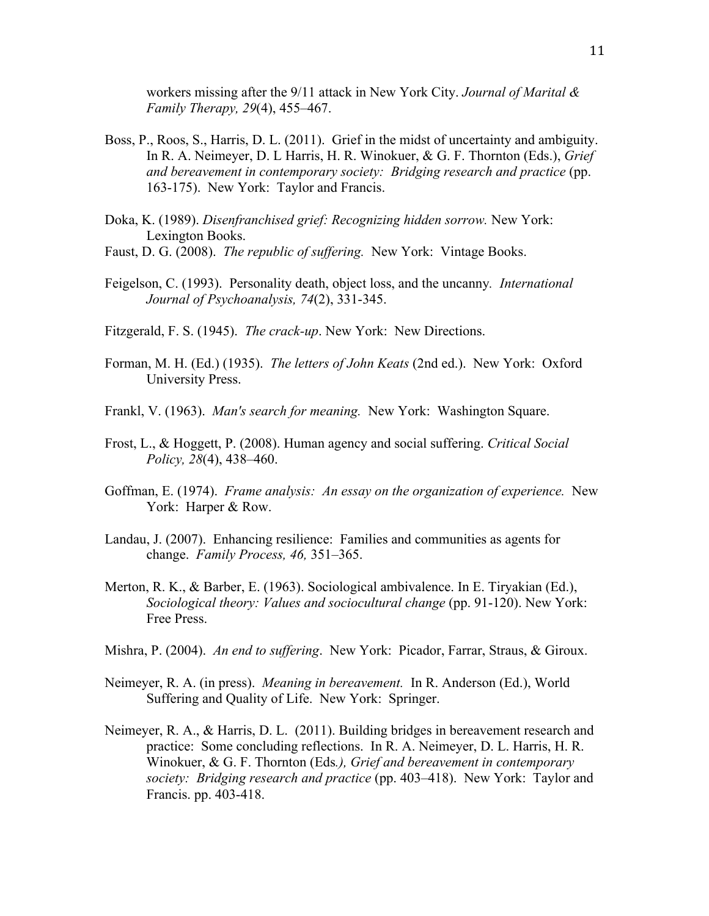workers missing after the 9/11 attack in New York City. *Journal of Marital & Family Therapy, 29*(4), 455–467.

Boss, P., Roos, S., Harris, D. L. (2011). Grief in the midst of uncertainty and ambiguity. In R. A. Neimeyer, D. L Harris, H. R. Winokuer, & G. F. Thornton (Eds.), *Grief and bereavement in contemporary society: Bridging research and practice* (pp. 163-175). New York: Taylor and Francis.

Doka, K. (1989). *Disenfranchised grief: Recognizing hidden sorrow.* New York: Lexington Books.

Faust, D. G. (2008). *The republic of suffering.* New York: Vintage Books.

Feigelson, C. (1993). Personality death, object loss, and the uncanny. *International Journal of Psychoanalysis, 74*(2), 331-345.

Fitzgerald, F. S. (1945). *The crack-up*. New York: New Directions.

Forman, M. H. (Ed.) (1935). *The letters of John Keats* (2nd ed.). New York: Oxford University Press.

Frankl, V. (1963). *Man's search for meaning.* New York: Washington Square.

Frost, L., & Hoggett, P. (2008). Human agency and social suffering. *Critical Social Policy, 28*(4), 438–460.

Goffman, E. (1974). *Frame analysis: An essay on the organization of experience.* New York: Harper & Row.

Landau, J. (2007). Enhancing resilience: Families and communities as agents for change. *Family Process, 46,* 351–365.

Merton, R. K., & Barber, E. (1963). Sociological ambivalence. In E. Tiryakian (Ed.), *Sociological theory: Values and sociocultural change* (pp. 91-120). New York: Free Press.

Mishra, P. (2004). *An end to suffering*. New York: Picador, Farrar, Straus, & Giroux.

Neimeyer, R. A. (in press). *Meaning in bereavement.* In R. Anderson (Ed.), World Suffering and Quality of Life. New York: Springer.

Neimeyer, R. A., & Harris, D. L. (2011). Building bridges in bereavement research and practice: Some concluding reflections. In R. A. Neimeyer, D. L. Harris, H. R. Winokuer, & G. F. Thornton (Eds*.), Grief and bereavement in contemporary society: Bridging research and practice* (pp. 403–418). New York: Taylor and Francis. pp. 403-418.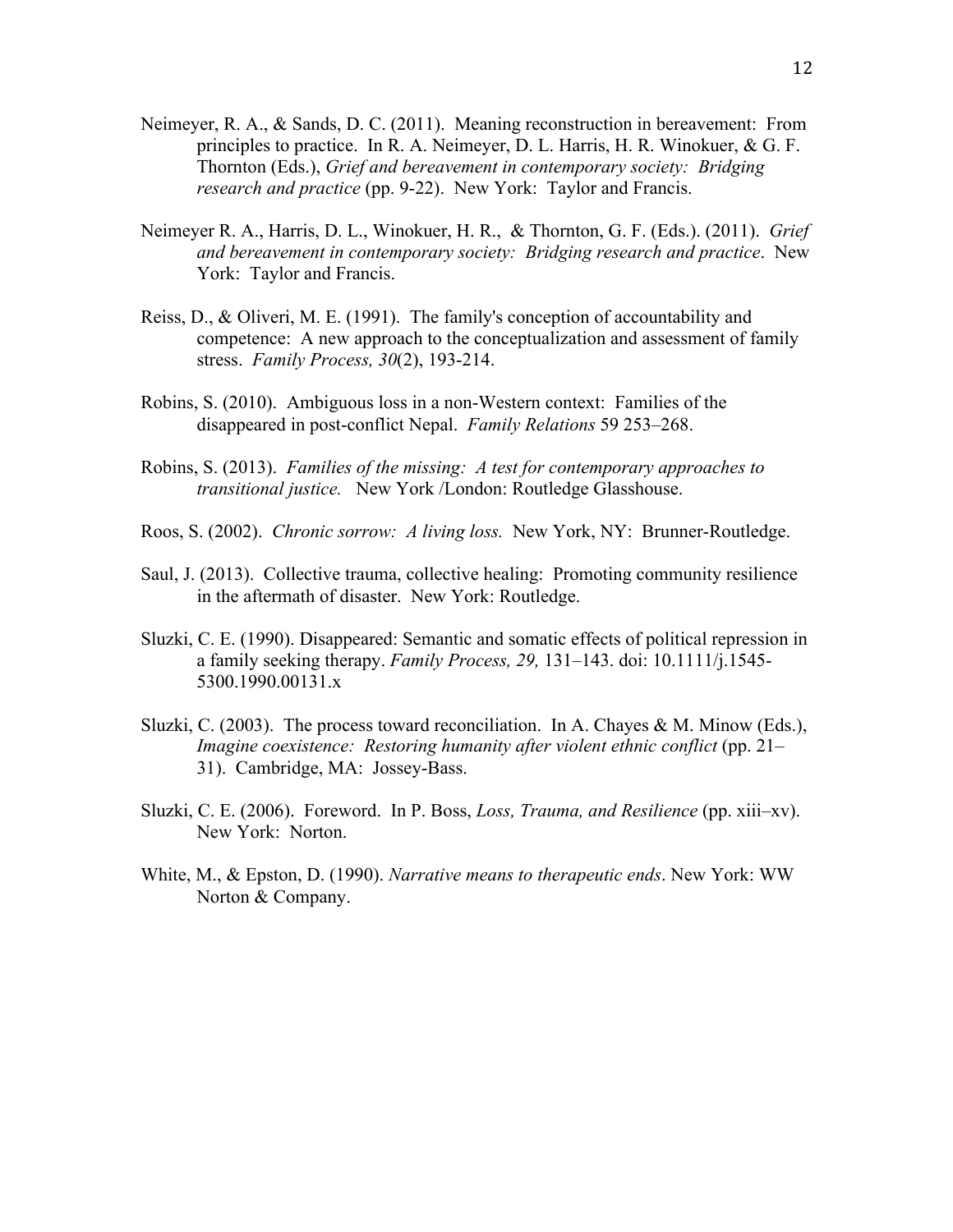Neimeyer, R. A., & Sands, D. C. (2011). Meaning reconstruction in bereavement: From principles to practice. In R. A. Neimeyer, D. L. Harris, H. R. Winokuer, & G. F. Thornton (Eds.), *Grief and bereavement in contemporary society: Bridging research and practice* (pp. 9-22). New York: Taylor and Francis.

Neimeyer R. A., Harris, D. L., Winokuer, H. R., & Thornton, G. F. (Eds.). (2011). *Grief and bereavement in contemporary society: Bridging research and practice*. New York: Taylor and Francis.

Reiss, D., & Oliveri, M. E. (1991). The family's conception of accountability and competence: A new approach to the conceptualization and assessment of family stress. *Family Process, 30*(2), 193-214.

Robins, S. (2010). Ambiguous loss in a non-Western context: Families of the disappeared in post-conflict Nepal. *Family Relations* 59 253–268.

Robins, S. (2013). *Families of the missing: A test for contemporary approaches to transitional justice.* New York /London: Routledge Glasshouse.

Roos, S. (2002). *Chronic sorrow: A living loss.* New York, NY: Brunner-Routledge.

Saul, J. (2013). Collective trauma, collective healing: Promoting community resilience in the aftermath of disaster. New York: Routledge.

Sluzki, C. E. (1990). Disappeared: Semantic and somatic effects of political repression in a family seeking therapy. *Family Process, 29,* 131–143. doi: 10.1111/j.1545-5300.1990.00131.x

Sluzki, C. (2003). The process toward reconciliation. In A. Chayes & M. Minow (Eds.), *Imagine coexistence: Restoring humanity after violent ethnic conflict* (pp. 21–31). Cambridge, MA: Jossey-Bass.

Sluzki, C. E. (2006). Foreword. In P. Boss, *Loss, Trauma, and Resilience* (pp. xiii–xv). New York: Norton.

White, M., & Epston, D. (1990). *Narrative means to therapeutic ends*. New York: WW Norton & Company.